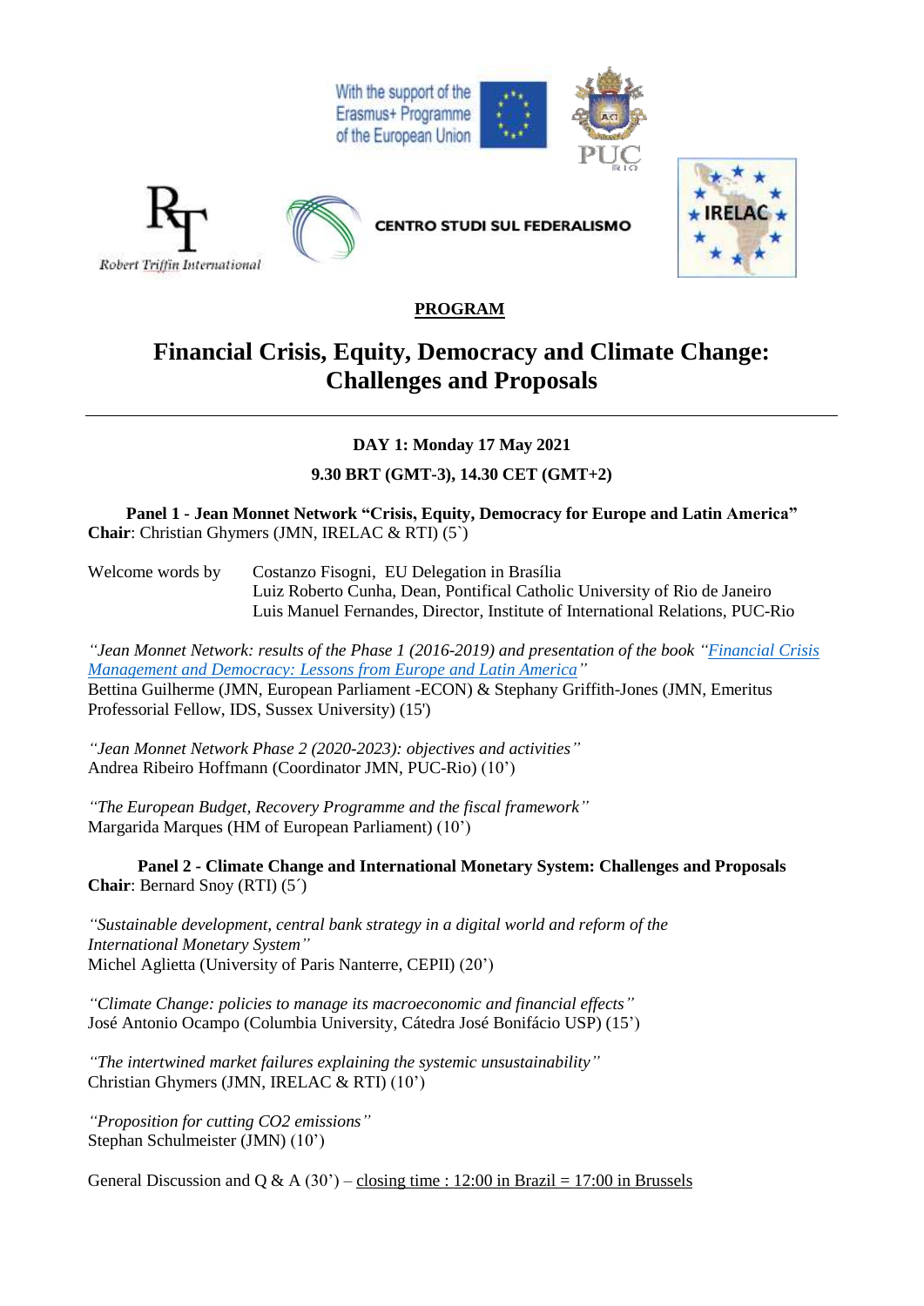With the support of the Erasmus+ Programme of the European Union

Robert Triffin International

CENTRO STUDI SUL FEDERALISMO

IRELAC

**PROGRAM**

# Financial Crisis, Equity, Democracy and Climate Change: Challenges and Proposals

---

**DAY 1: Monday 17 May 2021**

**9.30 BRT (GMT-3), 14.30 CET (GMT+2)**

**Panel 1 - Jean Monnet Network "Crisis, Equity, Democracy for Europe and Latin America"**
**Chair**: Christian Ghymers (JMN, IRELAC & RTI) (5`)

Welcome words by Costanzo Fisogni, EU Delegation in Brasília
Luiz Roberto Cunha, Dean, Pontifical Catholic University of Rio de Janeiro
Luis Manuel Fernandes, Director, Institute of International Relations, PUC-Rio

*"Jean Monnet Network: results of the Phase 1 (2016-2019) and presentation of the book "Financial Crisis Management and Democracy: Lessons from Europe and Latin America"*
Bettina Guilherme (JMN, European Parliament -ECON) & Stephany Griffith-Jones (JMN, Emeritus Professorial Fellow, IDS, Sussex University) (15')

*"Jean Monnet Network Phase 2 (2020-2023): objectives and activities"*
Andrea Ribeiro Hoffmann (Coordinator JMN, PUC-Rio) (10')

*"The European Budget, Recovery Programme and the fiscal framework"*
Margarida Marques (HM of European Parliament) (10')

**Panel 2 - Climate Change and International Monetary System: Challenges and Proposals**
**Chair**: Bernard Snoy (RTI) (5´)

*"Sustainable development, central bank strategy in a digital world and reform of the International Monetary System"*
Michel Aglietta (University of Paris Nanterre, CEPII) (20')

*"Climate Change: policies to manage its macroeconomic and financial effects"*
José Antonio Ocampo (Columbia University, Cátedra José Bonifácio USP) (15')

*"The intertwined market failures explaining the systemic unsustainability"*
Christian Ghymers (JMN, IRELAC & RTI) (10')

*"Proposition for cutting CO2 emissions"*
Stephan Schulmeister (JMN) (10')

General Discussion and Q & A (30') – closing time : 12:00 in Brazil = 17:00 in Brussels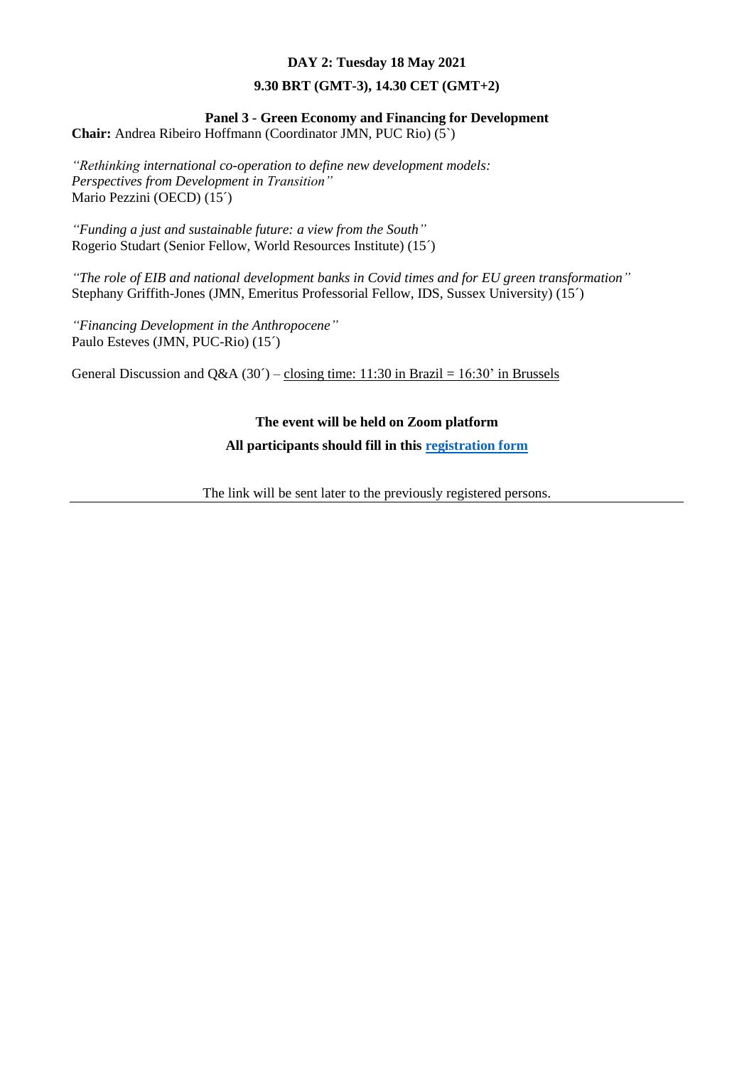**DAY 2: Tuesday 18 May 2021**

**9.30 BRT (GMT-3), 14.30 CET (GMT+2)**

**Panel 3 - Green Economy and Financing for Development**

**Chair:** Andrea Ribeiro Hoffmann (Coordinator JMN, PUC Rio) (5`)

*"Rethinking international co-operation to define new development models: Perspectives from Development in Transition"*
Mario Pezzini (OECD) (15´)

*"Funding a just and sustainable future: a view from the South"*
Rogerio Studart (Senior Fellow, World Resources Institute) (15´)

*"The role of EIB and national development banks in Covid times and for EU green transformation"*
Stephany Griffith-Jones (JMN, Emeritus Professorial Fellow, IDS, Sussex University) (15´)

*"Financing Development in the Anthropocene"*
Paulo Esteves (JMN, PUC-Rio) (15´)

General Discussion and Q&A (30´) – closing time: 11:30 in Brazil = 16:30' in Brussels

**The event will be held on Zoom platform**

**All participants should fill in this registration form**

The link will be sent later to the previously registered persons.